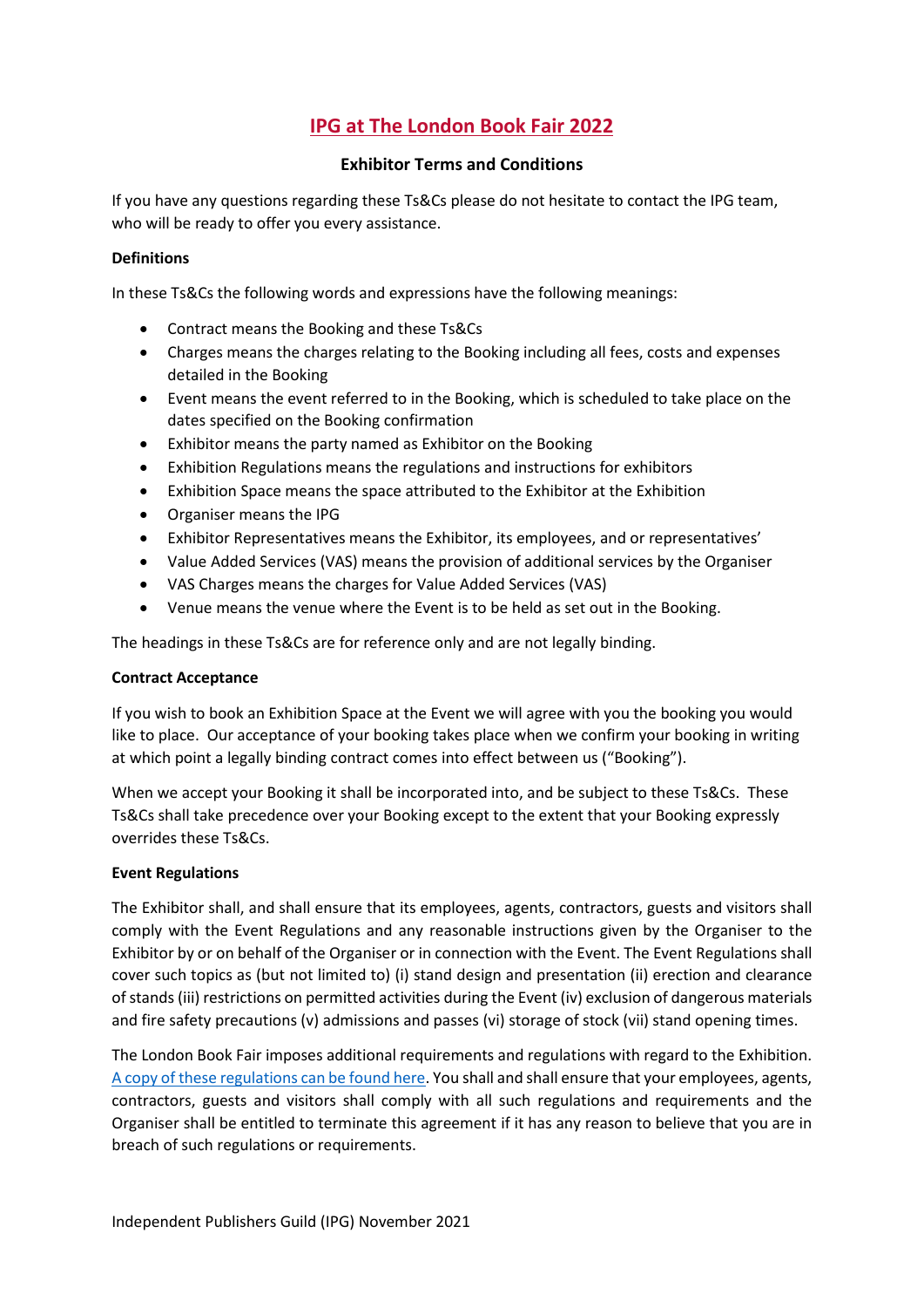# IPG at The London Book Fair 2022

## Exhibitor Terms and Conditions

If you have any questions regarding these Ts&Cs please do not hesitate to contact the IPG team, who will be ready to offer you every assistance.

**Definitions**

In these Ts&Cs the following words and expressions have the following meanings:

- Contract means the Booking and these Ts&Cs
- Charges means the charges relating to the Booking including all fees, costs and expenses detailed in the Booking
- Event means the event referred to in the Booking, which is scheduled to take place on the dates specified on the Booking confirmation
- Exhibitor means the party named as Exhibitor on the Booking
- Exhibition Regulations means the regulations and instructions for exhibitors
- Exhibition Space means the space attributed to the Exhibitor at the Exhibition
- Organiser means the IPG
- Exhibitor Representatives means the Exhibitor, its employees, and or representatives'
- Value Added Services (VAS) means the provision of additional services by the Organiser
- VAS Charges means the charges for Value Added Services (VAS)
- Venue means the venue where the Event is to be held as set out in the Booking.

The headings in these Ts&Cs are for reference only and are not legally binding.

**Contract Acceptance**

If you wish to book an Exhibition Space at the Event we will agree with you the booking you would like to place. Our acceptance of your booking takes place when we confirm your booking in writing at which point a legally binding contract comes into effect between us ("Booking").

When we accept your Booking it shall be incorporated into, and be subject to these Ts&Cs. These Ts&Cs shall take precedence over your Booking except to the extent that your Booking expressly overrides these Ts&Cs.

**Event Regulations**

The Exhibitor shall, and shall ensure that its employees, agents, contractors, guests and visitors shall comply with the Event Regulations and any reasonable instructions given by the Organiser to the Exhibitor by or on behalf of the Organiser or in connection with the Event. The Event Regulations shall cover such topics as (but not limited to) (i) stand design and presentation (ii) erection and clearance of stands (iii) restrictions on permitted activities during the Event (iv) exclusion of dangerous materials and fire safety precautions (v) admissions and passes (vi) storage of stock (vii) stand opening times.

The London Book Fair imposes additional requirements and regulations with regard to the Exhibition. A copy of these regulations can be found here. You shall and shall ensure that your employees, agents, contractors, guests and visitors shall comply with all such regulations and requirements and the Organiser shall be entitled to terminate this agreement if it has any reason to believe that you are in breach of such regulations or requirements.

Independent Publishers Guild (IPG) November 2021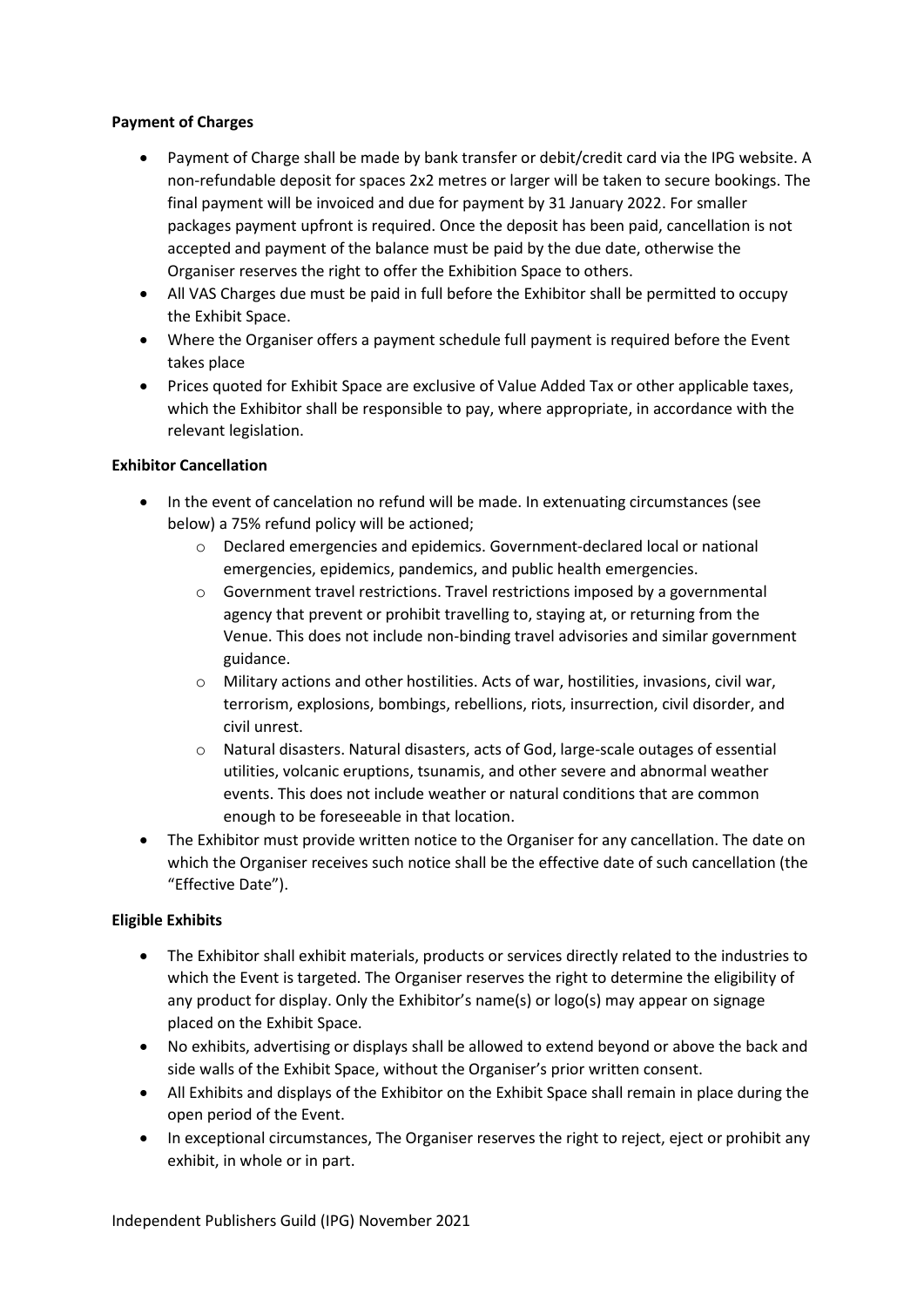**Payment of Charges**

- Payment of Charge shall be made by bank transfer or debit/credit card via the IPG website. A non-refundable deposit for spaces 2x2 metres or larger will be taken to secure bookings. The final payment will be invoiced and due for payment by 31 January 2022. For smaller packages payment upfront is required. Once the deposit has been paid, cancellation is not accepted and payment of the balance must be paid by the due date, otherwise the Organiser reserves the right to offer the Exhibition Space to others.
- All VAS Charges due must be paid in full before the Exhibitor shall be permitted to occupy the Exhibit Space.
- Where the Organiser offers a payment schedule full payment is required before the Event takes place
- Prices quoted for Exhibit Space are exclusive of Value Added Tax or other applicable taxes, which the Exhibitor shall be responsible to pay, where appropriate, in accordance with the relevant legislation.

**Exhibitor Cancellation**

- In the event of cancelation no refund will be made. In extenuating circumstances (see below) a 75% refund policy will be actioned;
    - Declared emergencies and epidemics. Government-declared local or national emergencies, epidemics, pandemics, and public health emergencies.
    - Government travel restrictions. Travel restrictions imposed by a governmental agency that prevent or prohibit travelling to, staying at, or returning from the Venue. This does not include non-binding travel advisories and similar government guidance.
    - Military actions and other hostilities. Acts of war, hostilities, invasions, civil war, terrorism, explosions, bombings, rebellions, riots, insurrection, civil disorder, and civil unrest.
    - Natural disasters. Natural disasters, acts of God, large-scale outages of essential utilities, volcanic eruptions, tsunamis, and other severe and abnormal weather events. This does not include weather or natural conditions that are common enough to be foreseeable in that location.
- The Exhibitor must provide written notice to the Organiser for any cancellation. The date on which the Organiser receives such notice shall be the effective date of such cancellation (the "Effective Date").

**Eligible Exhibits**

- The Exhibitor shall exhibit materials, products or services directly related to the industries to which the Event is targeted. The Organiser reserves the right to determine the eligibility of any product for display. Only the Exhibitor's name(s) or logo(s) may appear on signage placed on the Exhibit Space.
- No exhibits, advertising or displays shall be allowed to extend beyond or above the back and side walls of the Exhibit Space, without the Organiser's prior written consent.
- All Exhibits and displays of the Exhibitor on the Exhibit Space shall remain in place during the open period of the Event.
- In exceptional circumstances, The Organiser reserves the right to reject, eject or prohibit any exhibit, in whole or in part.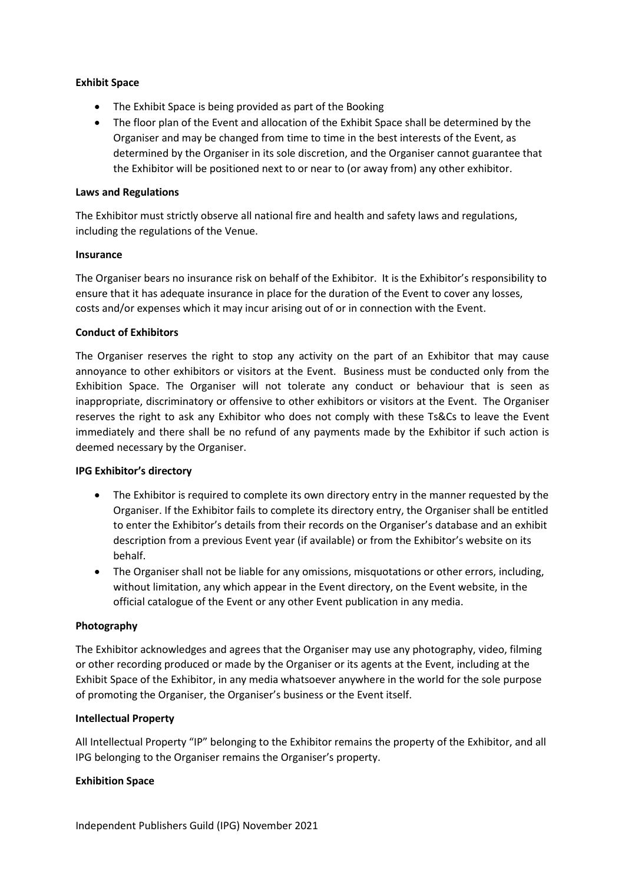**Exhibit Space**

- The Exhibit Space is being provided as part of the Booking
- The floor plan of the Event and allocation of the Exhibit Space shall be determined by the Organiser and may be changed from time to time in the best interests of the Event, as determined by the Organiser in its sole discretion, and the Organiser cannot guarantee that the Exhibitor will be positioned next to or near to (or away from) any other exhibitor.

**Laws and Regulations**

The Exhibitor must strictly observe all national fire and health and safety laws and regulations, including the regulations of the Venue.

**Insurance**

The Organiser bears no insurance risk on behalf of the Exhibitor. It is the Exhibitor's responsibility to ensure that it has adequate insurance in place for the duration of the Event to cover any losses, costs and/or expenses which it may incur arising out of or in connection with the Event.

**Conduct of Exhibitors**

The Organiser reserves the right to stop any activity on the part of an Exhibitor that may cause annoyance to other exhibitors or visitors at the Event. Business must be conducted only from the Exhibition Space. The Organiser will not tolerate any conduct or behaviour that is seen as inappropriate, discriminatory or offensive to other exhibitors or visitors at the Event. The Organiser reserves the right to ask any Exhibitor who does not comply with these Ts&Cs to leave the Event immediately and there shall be no refund of any payments made by the Exhibitor if such action is deemed necessary by the Organiser.

**IPG Exhibitor's directory**

- The Exhibitor is required to complete its own directory entry in the manner requested by the Organiser. If the Exhibitor fails to complete its directory entry, the Organiser shall be entitled to enter the Exhibitor's details from their records on the Organiser's database and an exhibit description from a previous Event year (if available) or from the Exhibitor's website on its behalf.
- The Organiser shall not be liable for any omissions, misquotations or other errors, including, without limitation, any which appear in the Event directory, on the Event website, in the official catalogue of the Event or any other Event publication in any media.

**Photography**

The Exhibitor acknowledges and agrees that the Organiser may use any photography, video, filming or other recording produced or made by the Organiser or its agents at the Event, including at the Exhibit Space of the Exhibitor, in any media whatsoever anywhere in the world for the sole purpose of promoting the Organiser, the Organiser's business or the Event itself.

**Intellectual Property**

All Intellectual Property "IP" belonging to the Exhibitor remains the property of the Exhibitor, and all IPG belonging to the Organiser remains the Organiser's property.

**Exhibition Space**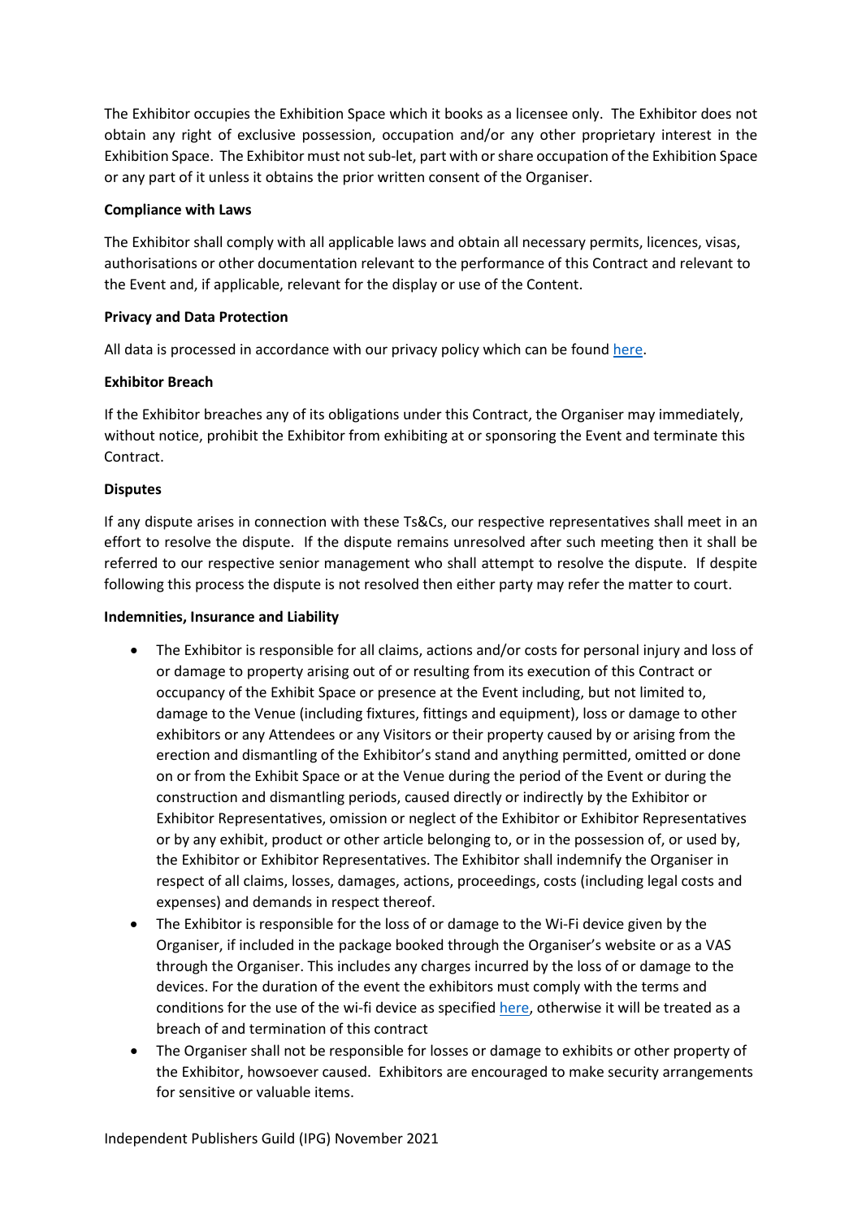The Exhibitor occupies the Exhibition Space which it books as a licensee only. The Exhibitor does not obtain any right of exclusive possession, occupation and/or any other proprietary interest in the Exhibition Space. The Exhibitor must not sub-let, part with or share occupation of the Exhibition Space or any part of it unless it obtains the prior written consent of the Organiser.

**Compliance with Laws**

The Exhibitor shall comply with all applicable laws and obtain all necessary permits, licences, visas, authorisations or other documentation relevant to the performance of this Contract and relevant to the Event and, if applicable, relevant for the display or use of the Content.

**Privacy and Data Protection**

All data is processed in accordance with our privacy policy which can be found here.

**Exhibitor Breach**

If the Exhibitor breaches any of its obligations under this Contract, the Organiser may immediately, without notice, prohibit the Exhibitor from exhibiting at or sponsoring the Event and terminate this Contract.

**Disputes**

If any dispute arises in connection with these Ts&Cs, our respective representatives shall meet in an effort to resolve the dispute. If the dispute remains unresolved after such meeting then it shall be referred to our respective senior management who shall attempt to resolve the dispute. If despite following this process the dispute is not resolved then either party may refer the matter to court.

**Indemnities, Insurance and Liability**

- The Exhibitor is responsible for all claims, actions and/or costs for personal injury and loss of or damage to property arising out of or resulting from its execution of this Contract or occupancy of the Exhibit Space or presence at the Event including, but not limited to, damage to the Venue (including fixtures, fittings and equipment), loss or damage to other exhibitors or any Attendees or any Visitors or their property caused by or arising from the erection and dismantling of the Exhibitor's stand and anything permitted, omitted or done on or from the Exhibit Space or at the Venue during the period of the Event or during the construction and dismantling periods, caused directly or indirectly by the Exhibitor or Exhibitor Representatives, omission or neglect of the Exhibitor or Exhibitor Representatives or by any exhibit, product or other article belonging to, or in the possession of, or used by, the Exhibitor or Exhibitor Representatives. The Exhibitor shall indemnify the Organiser in respect of all claims, losses, damages, actions, proceedings, costs (including legal costs and expenses) and demands in respect thereof.
- The Exhibitor is responsible for the loss of or damage to the Wi-Fi device given by the Organiser, if included in the package booked through the Organiser's website or as a VAS through the Organiser. This includes any charges incurred by the loss of or damage to the devices. For the duration of the event the exhibitors must comply with the terms and conditions for the use of the wi-fi device as specified here, otherwise it will be treated as a breach of and termination of this contract
- The Organiser shall not be responsible for losses or damage to exhibits or other property of the Exhibitor, howsoever caused. Exhibitors are encouraged to make security arrangements for sensitive or valuable items.

Independent Publishers Guild (IPG) November 2021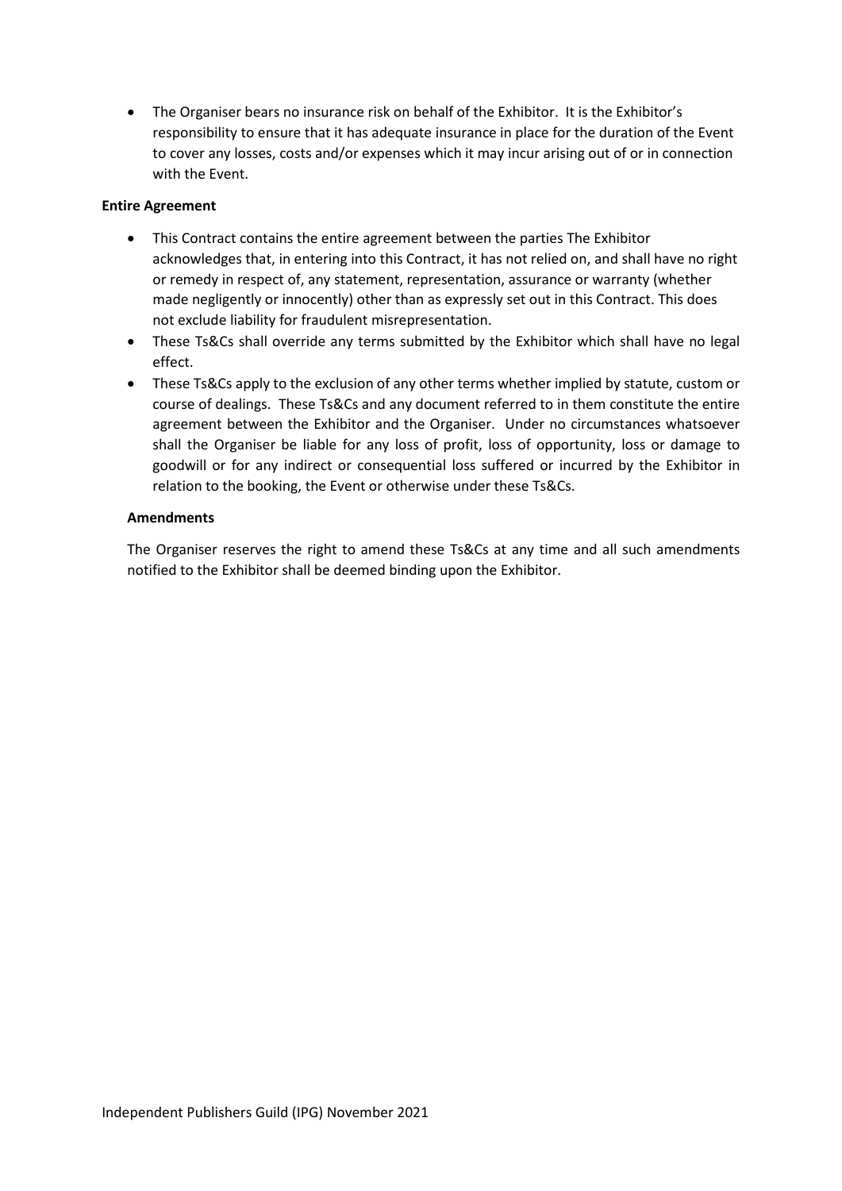- The Organiser bears no insurance risk on behalf of the Exhibitor. It is the Exhibitor's responsibility to ensure that it has adequate insurance in place for the duration of the Event to cover any losses, costs and/or expenses which it may incur arising out of or in connection with the Event.

**Entire Agreement**

- This Contract contains the entire agreement between the parties The Exhibitor acknowledges that, in entering into this Contract, it has not relied on, and shall have no right or remedy in respect of, any statement, representation, assurance or warranty (whether made negligently or innocently) other than as expressly set out in this Contract. This does not exclude liability for fraudulent misrepresentation.
- These Ts&Cs shall override any terms submitted by the Exhibitor which shall have no legal effect.
- These Ts&Cs apply to the exclusion of any other terms whether implied by statute, custom or course of dealings. These Ts&Cs and any document referred to in them constitute the entire agreement between the Exhibitor and the Organiser. Under no circumstances whatsoever shall the Organiser be liable for any loss of profit, loss of opportunity, loss or damage to goodwill or for any indirect or consequential loss suffered or incurred by the Exhibitor in relation to the booking, the Event or otherwise under these Ts&Cs.

**Amendments**

The Organiser reserves the right to amend these Ts&Cs at any time and all such amendments notified to the Exhibitor shall be deemed binding upon the Exhibitor.